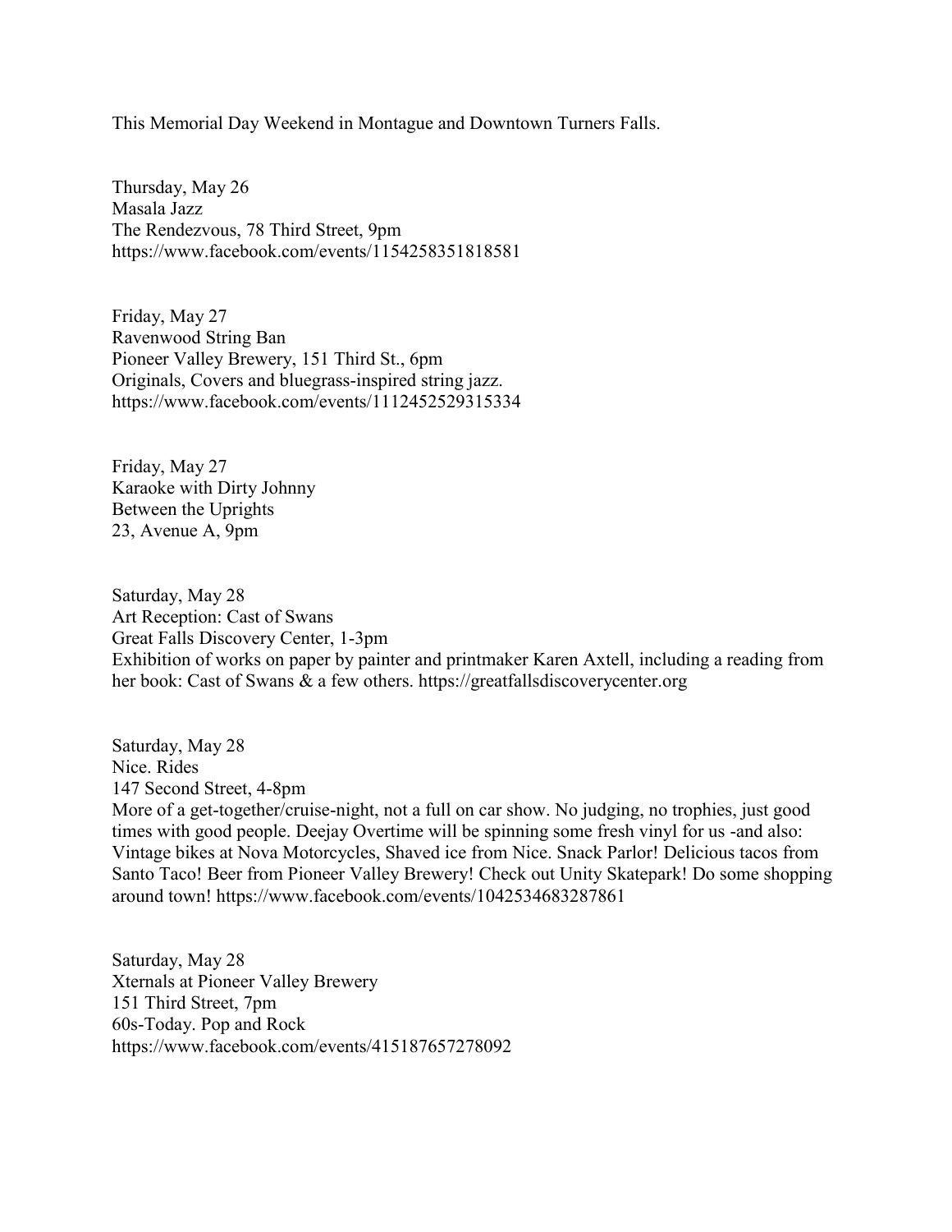This Memorial Day Weekend in Montague and Downtown Turners Falls.

Thursday, May 26
Masala Jazz
The Rendezvous, 78 Third Street, 9pm
https://www.facebook.com/events/1154258351818581

Friday, May 27
Ravenwood String Ban
Pioneer Valley Brewery, 151 Third St., 6pm
Originals, Covers and bluegrass-inspired string jazz.
https://www.facebook.com/events/1112452529315334

Friday, May 27
Karaoke with Dirty Johnny
Between the Uprights
23, Avenue A, 9pm

Saturday, May 28
Art Reception: Cast of Swans
Great Falls Discovery Center, 1-3pm
Exhibition of works on paper by painter and printmaker Karen Axtell, including a reading from her book: Cast of Swans & a few others. https://greatfallsdiscoverycenter.org

Saturday, May 28
Nice. Rides
147 Second Street, 4-8pm
More of a get-together/cruise-night, not a full on car show. No judging, no trophies, just good times with good people. Deejay Overtime will be spinning some fresh vinyl for us -and also: Vintage bikes at Nova Motorcycles, Shaved ice from Nice. Snack Parlor! Delicious tacos from Santo Taco! Beer from Pioneer Valley Brewery! Check out Unity Skatepark! Do some shopping around town! https://www.facebook.com/events/1042534683287861

Saturday, May 28
Xternals at Pioneer Valley Brewery
151 Third Street, 7pm
60s-Today. Pop and Rock
https://www.facebook.com/events/415187657278092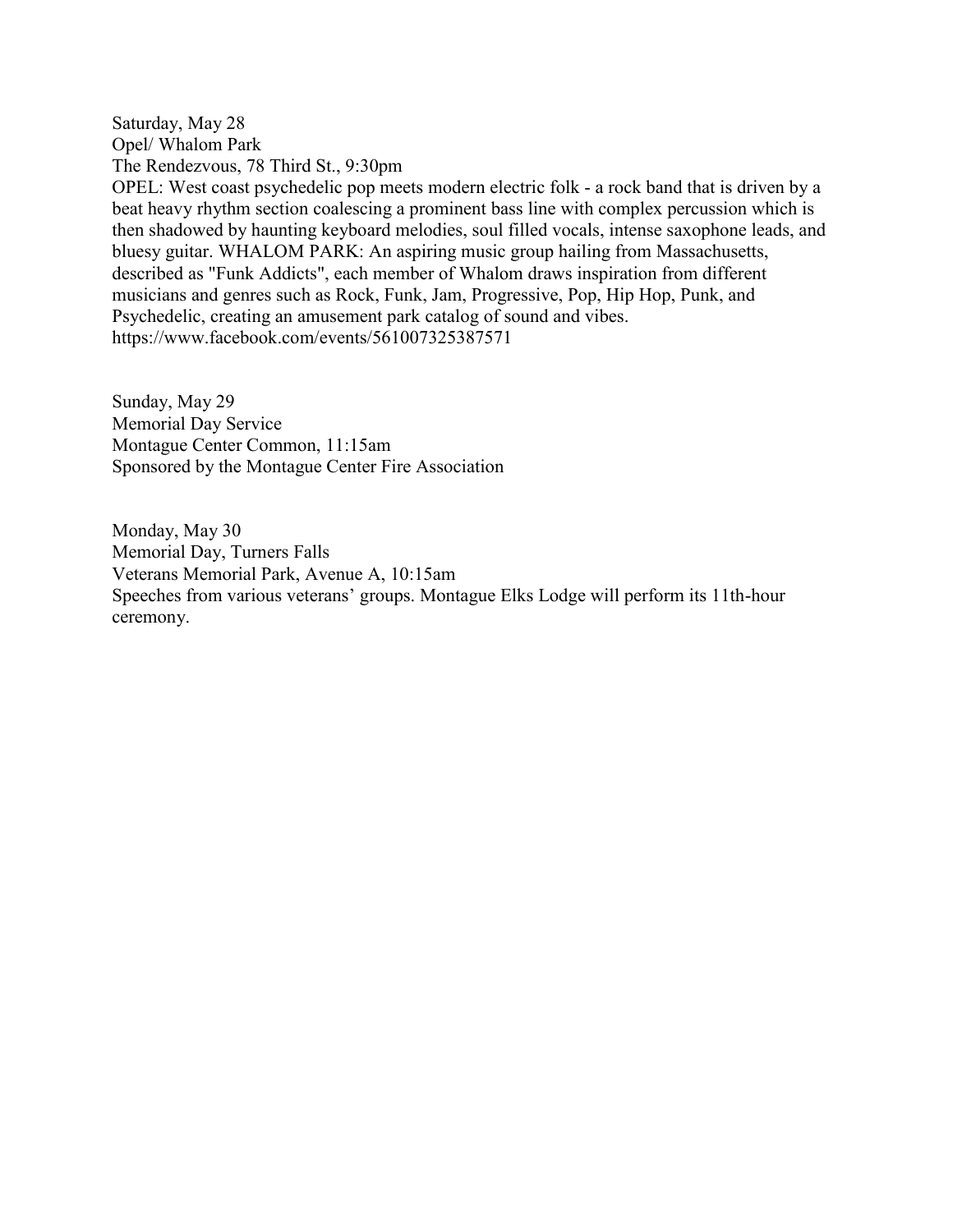Saturday, May 28
Opel/ Whalom Park
The Rendezvous, 78 Third St., 9:30pm
OPEL: West coast psychedelic pop meets modern electric folk - a rock band that is driven by a beat heavy rhythm section coalescing a prominent bass line with complex percussion which is then shadowed by haunting keyboard melodies, soul filled vocals, intense saxophone leads, and bluesy guitar. WHALOM PARK: An aspiring music group hailing from Massachusetts, described as "Funk Addicts", each member of Whalom draws inspiration from different musicians and genres such as Rock, Funk, Jam, Progressive, Pop, Hip Hop, Punk, and Psychedelic, creating an amusement park catalog of sound and vibes.
https://www.facebook.com/events/561007325387571

Sunday, May 29
Memorial Day Service
Montague Center Common, 11:15am
Sponsored by the Montague Center Fire Association

Monday, May 30
Memorial Day, Turners Falls
Veterans Memorial Park, Avenue A, 10:15am
Speeches from various veterans' groups. Montague Elks Lodge will perform its 11th-hour ceremony.